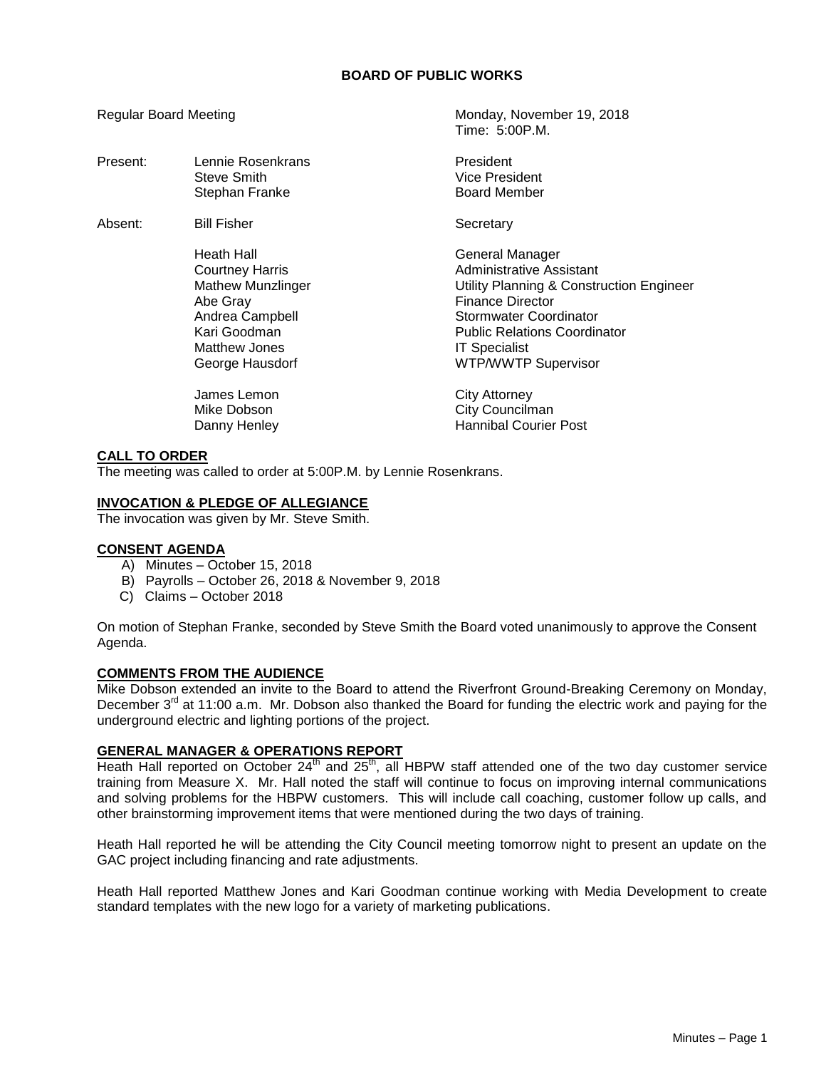# BOARD OF PUBLIC WORKS

| | | |
|---|---|---|
| Regular Board Meeting | | Monday, November 19, 2018<br>Time: 5:00P.M. |
| Present: | Lennie Rosenkrans | President |
| | Steve Smith | Vice President |
| | Stephan Franke | Board Member |
| Absent: | Bill Fisher | Secretary |
| | Heath Hall | General Manager |
| | Courtney Harris | Administrative Assistant |
| | Mathew Munzlinger | Utility Planning & Construction Engineer |
| | Abe Gray | Finance Director |
| | Andrea Campbell | Stormwater Coordinator |
| | Kari Goodman | Public Relations Coordinator |
| | Matthew Jones | IT Specialist |
| | George Hausdorf | WTP/WWTP Supervisor |
| | James Lemon | City Attorney |
| | Mike Dobson | City Councilman |
| | Danny Henley | Hannibal Courier Post |

**CALL TO ORDER**

The meeting was called to order at 5:00P.M. by Lennie Rosenkrans.

**INVOCATION & PLEDGE OF ALLEGIANCE**

The invocation was given by Mr. Steve Smith.

**CONSENT AGENDA**

A) Minutes – October 15, 2018
B) Payrolls – October 26, 2018 & November 9, 2018
C) Claims – October 2018

On motion of Stephan Franke, seconded by Steve Smith the Board voted unanimously to approve the Consent Agenda.

**COMMENTS FROM THE AUDIENCE**

Mike Dobson extended an invite to the Board to attend the Riverfront Ground-Breaking Ceremony on Monday, December 3rd at 11:00 a.m. Mr. Dobson also thanked the Board for funding the electric work and paying for the underground electric and lighting portions of the project.

**GENERAL MANAGER & OPERATIONS REPORT**

Heath Hall reported on October 24th and 25th, all HBPW staff attended one of the two day customer service training from Measure X. Mr. Hall noted the staff will continue to focus on improving internal communications and solving problems for the HBPW customers. This will include call coaching, customer follow up calls, and other brainstorming improvement items that were mentioned during the two days of training.

Heath Hall reported he will be attending the City Council meeting tomorrow night to present an update on the GAC project including financing and rate adjustments.

Heath Hall reported Matthew Jones and Kari Goodman continue working with Media Development to create standard templates with the new logo for a variety of marketing publications.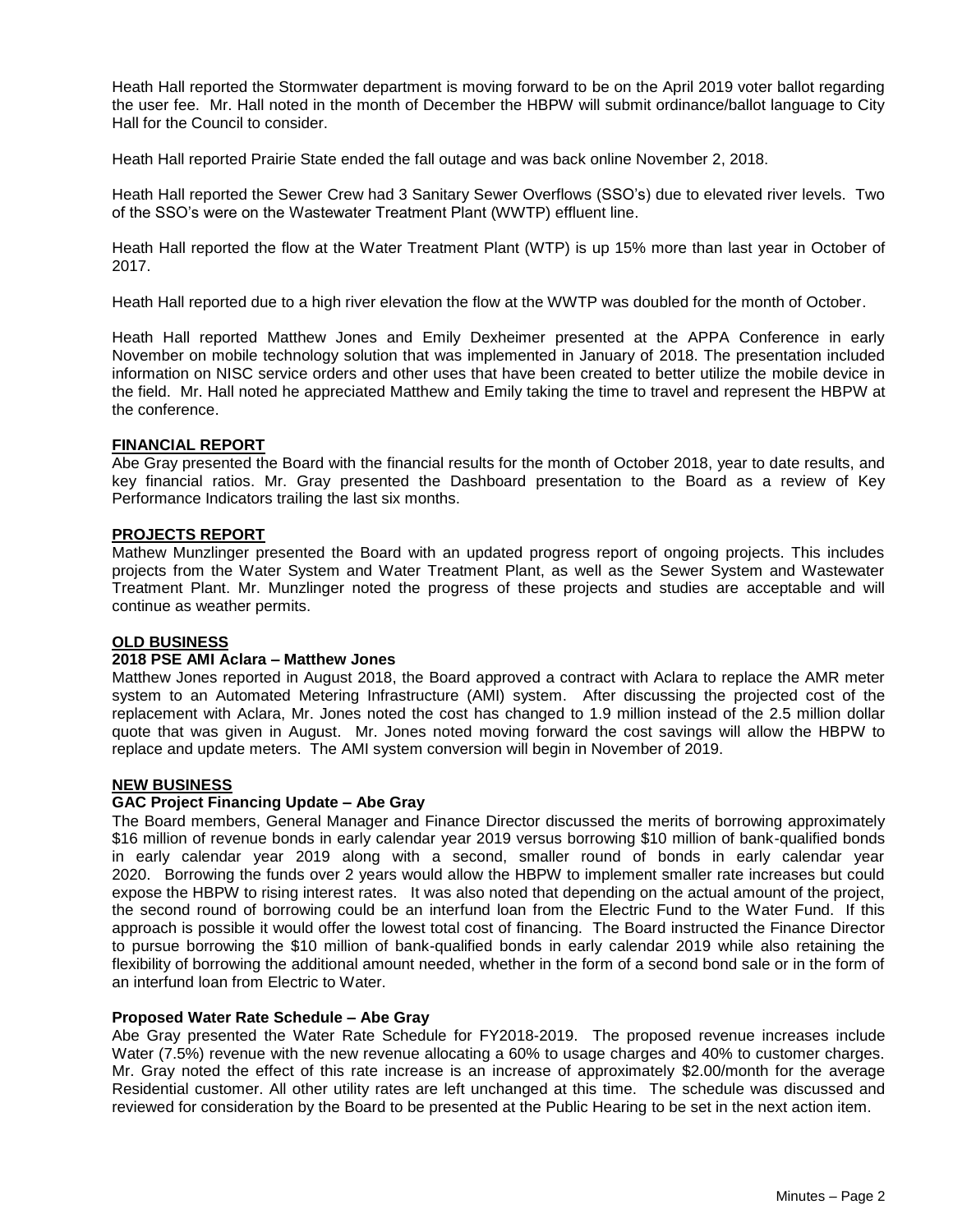Heath Hall reported the Stormwater department is moving forward to be on the April 2019 voter ballot regarding the user fee. Mr. Hall noted in the month of December the HBPW will submit ordinance/ballot language to City Hall for the Council to consider.

Heath Hall reported Prairie State ended the fall outage and was back online November 2, 2018.

Heath Hall reported the Sewer Crew had 3 Sanitary Sewer Overflows (SSO's) due to elevated river levels. Two of the SSO's were on the Wastewater Treatment Plant (WWTP) effluent line.

Heath Hall reported the flow at the Water Treatment Plant (WTP) is up 15% more than last year in October of 2017.

Heath Hall reported due to a high river elevation the flow at the WWTP was doubled for the month of October.

Heath Hall reported Matthew Jones and Emily Dexheimer presented at the APPA Conference in early November on mobile technology solution that was implemented in January of 2018. The presentation included information on NISC service orders and other uses that have been created to better utilize the mobile device in the field. Mr. Hall noted he appreciated Matthew and Emily taking the time to travel and represent the HBPW at the conference.

**FINANCIAL REPORT**

Abe Gray presented the Board with the financial results for the month of October 2018, year to date results, and key financial ratios. Mr. Gray presented the Dashboard presentation to the Board as a review of Key Performance Indicators trailing the last six months.

**PROJECTS REPORT**

Mathew Munzlinger presented the Board with an updated progress report of ongoing projects. This includes projects from the Water System and Water Treatment Plant, as well as the Sewer System and Wastewater Treatment Plant. Mr. Munzlinger noted the progress of these projects and studies are acceptable and will continue as weather permits.

**OLD BUSINESS**

**2018 PSE AMI Aclara – Matthew Jones**

Matthew Jones reported in August 2018, the Board approved a contract with Aclara to replace the AMR meter system to an Automated Metering Infrastructure (AMI) system. After discussing the projected cost of the replacement with Aclara, Mr. Jones noted the cost has changed to 1.9 million instead of the 2.5 million dollar quote that was given in August. Mr. Jones noted moving forward the cost savings will allow the HBPW to replace and update meters. The AMI system conversion will begin in November of 2019.

**NEW BUSINESS**

**GAC Project Financing Update – Abe Gray**

The Board members, General Manager and Finance Director discussed the merits of borrowing approximately $16 million of revenue bonds in early calendar year 2019 versus borrowing $10 million of bank-qualified bonds in early calendar year 2019 along with a second, smaller round of bonds in early calendar year 2020. Borrowing the funds over 2 years would allow the HBPW to implement smaller rate increases but could expose the HBPW to rising interest rates. It was also noted that depending on the actual amount of the project, the second round of borrowing could be an interfund loan from the Electric Fund to the Water Fund. If this approach is possible it would offer the lowest total cost of financing. The Board instructed the Finance Director to pursue borrowing the $10 million of bank-qualified bonds in early calendar 2019 while also retaining the flexibility of borrowing the additional amount needed, whether in the form of a second bond sale or in the form of an interfund loan from Electric to Water.

**Proposed Water Rate Schedule – Abe Gray**

Abe Gray presented the Water Rate Schedule for FY2018-2019. The proposed revenue increases include Water (7.5%) revenue with the new revenue allocating a 60% to usage charges and 40% to customer charges. Mr. Gray noted the effect of this rate increase is an increase of approximately $2.00/month for the average Residential customer. All other utility rates are left unchanged at this time. The schedule was discussed and reviewed for consideration by the Board to be presented at the Public Hearing to be set in the next action item.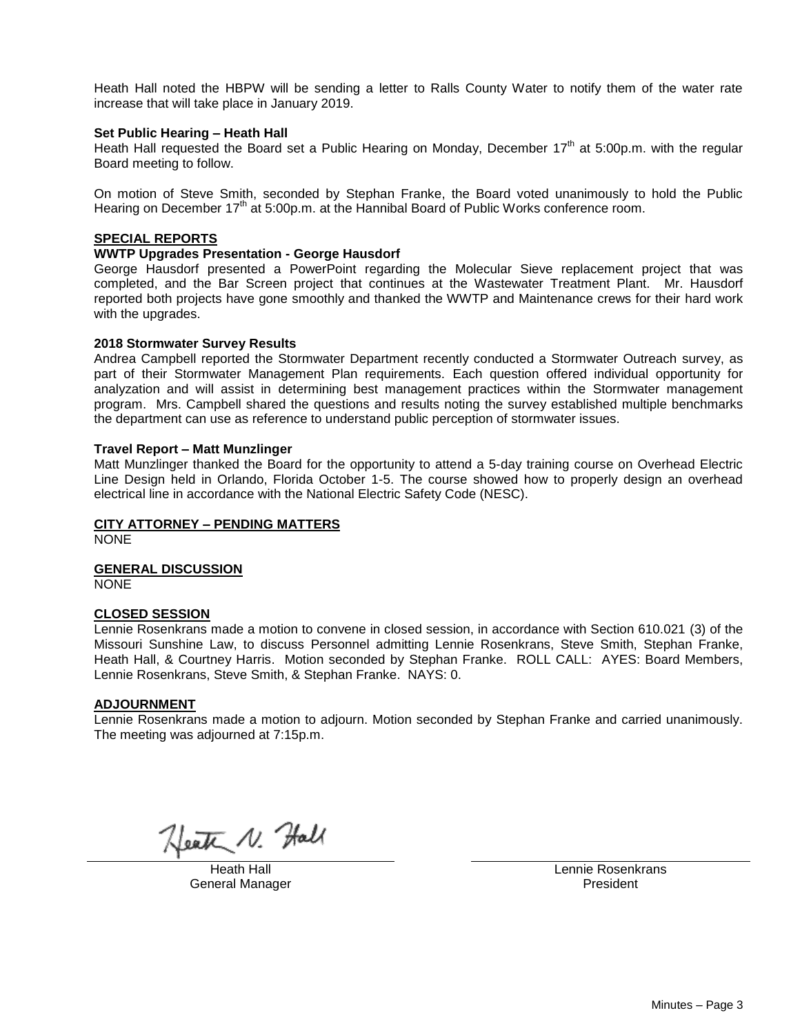Heath Hall noted the HBPW will be sending a letter to Ralls County Water to notify them of the water rate increase that will take place in January 2019.

**Set Public Hearing – Heath Hall**

Heath Hall requested the Board set a Public Hearing on Monday, December 17th at 5:00p.m. with the regular Board meeting to follow.

On motion of Steve Smith, seconded by Stephan Franke, the Board voted unanimously to hold the Public Hearing on December 17th at 5:00p.m. at the Hannibal Board of Public Works conference room.

**SPECIAL REPORTS**

**WWTP Upgrades Presentation - George Hausdorf**

George Hausdorf presented a PowerPoint regarding the Molecular Sieve replacement project that was completed, and the Bar Screen project that continues at the Wastewater Treatment Plant. Mr. Hausdorf reported both projects have gone smoothly and thanked the WWTP and Maintenance crews for their hard work with the upgrades.

**2018 Stormwater Survey Results**

Andrea Campbell reported the Stormwater Department recently conducted a Stormwater Outreach survey, as part of their Stormwater Management Plan requirements. Each question offered individual opportunity for analyzation and will assist in determining best management practices within the Stormwater management program. Mrs. Campbell shared the questions and results noting the survey established multiple benchmarks the department can use as reference to understand public perception of stormwater issues.

**Travel Report – Matt Munzlinger**

Matt Munzlinger thanked the Board for the opportunity to attend a 5-day training course on Overhead Electric Line Design held in Orlando, Florida October 1-5. The course showed how to properly design an overhead electrical line in accordance with the National Electric Safety Code (NESC).

**CITY ATTORNEY – PENDING MATTERS**

NONE

**GENERAL DISCUSSION**

NONE

**CLOSED SESSION**

Lennie Rosenkrans made a motion to convene in closed session, in accordance with Section 610.021 (3) of the Missouri Sunshine Law, to discuss Personnel admitting Lennie Rosenkrans, Steve Smith, Stephan Franke, Heath Hall, & Courtney Harris. Motion seconded by Stephan Franke. ROLL CALL: AYES: Board Members, Lennie Rosenkrans, Steve Smith, & Stephan Franke. NAYS: 0.

**ADJOURNMENT**

Lennie Rosenkrans made a motion to adjourn. Motion seconded by Stephan Franke and carried unanimously. The meeting was adjourned at 7:15p.m.

Heath N. Hall

Heath Hall
General Manager

Lennie Rosenkrans
President